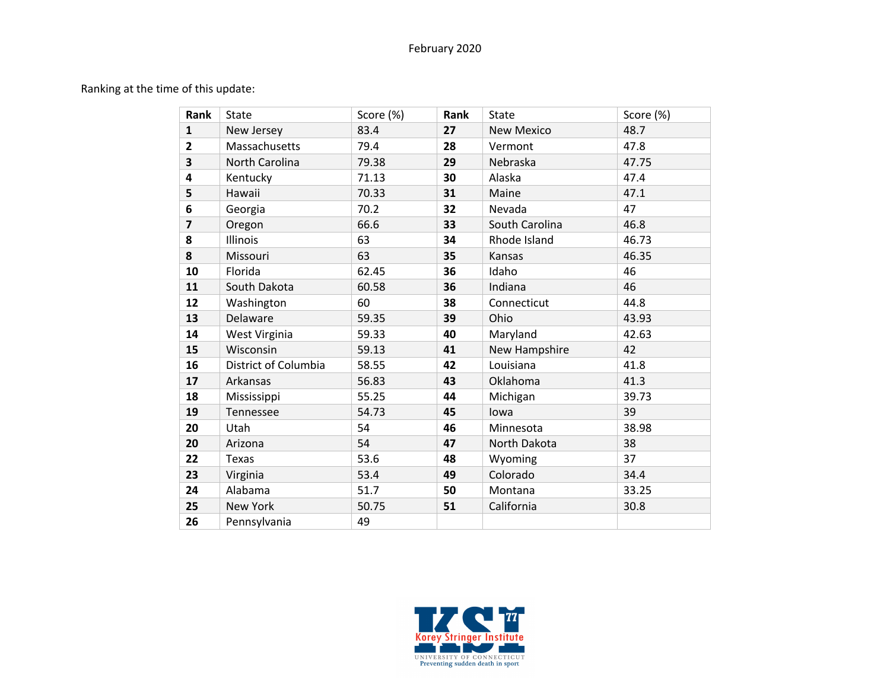February 2020

Ranking at the time of this update:

| Rank | State | Score (%) | Rank | State | Score (%) |
|---|---|---|---|---|---|
| 1 | New Jersey | 83.4 | 27 | New Mexico | 48.7 |
| 2 | Massachusetts | 79.4 | 28 | Vermont | 47.8 |
| 3 | North Carolina | 79.38 | 29 | Nebraska | 47.75 |
| 4 | Kentucky | 71.13 | 30 | Alaska | 47.4 |
| 5 | Hawaii | 70.33 | 31 | Maine | 47.1 |
| 6 | Georgia | 70.2 | 32 | Nevada | 47 |
| 7 | Oregon | 66.6 | 33 | South Carolina | 46.8 |
| 8 | Illinois | 63 | 34 | Rhode Island | 46.73 |
| 8 | Missouri | 63 | 35 | Kansas | 46.35 |
| 10 | Florida | 62.45 | 36 | Idaho | 46 |
| 11 | South Dakota | 60.58 | 36 | Indiana | 46 |
| 12 | Washington | 60 | 38 | Connecticut | 44.8 |
| 13 | Delaware | 59.35 | 39 | Ohio | 43.93 |
| 14 | West Virginia | 59.33 | 40 | Maryland | 42.63 |
| 15 | Wisconsin | 59.13 | 41 | New Hampshire | 42 |
| 16 | District of Columbia | 58.55 | 42 | Louisiana | 41.8 |
| 17 | Arkansas | 56.83 | 43 | Oklahoma | 41.3 |
| 18 | Mississippi | 55.25 | 44 | Michigan | 39.73 |
| 19 | Tennessee | 54.73 | 45 | Iowa | 39 |
| 20 | Utah | 54 | 46 | Minnesota | 38.98 |
| 20 | Arizona | 54 | 47 | North Dakota | 38 |
| 22 | Texas | 53.6 | 48 | Wyoming | 37 |
| 23 | Virginia | 53.4 | 49 | Colorado | 34.4 |
| 24 | Alabama | 51.7 | 50 | Montana | 33.25 |
| 25 | New York | 50.75 | 51 | California | 30.8 |
| 26 | Pennsylvania | 49 | | | |

KSI 77 Korey Stringer Institute
UNIVERSITY OF CONNECTICUT
Preventing sudden death in sport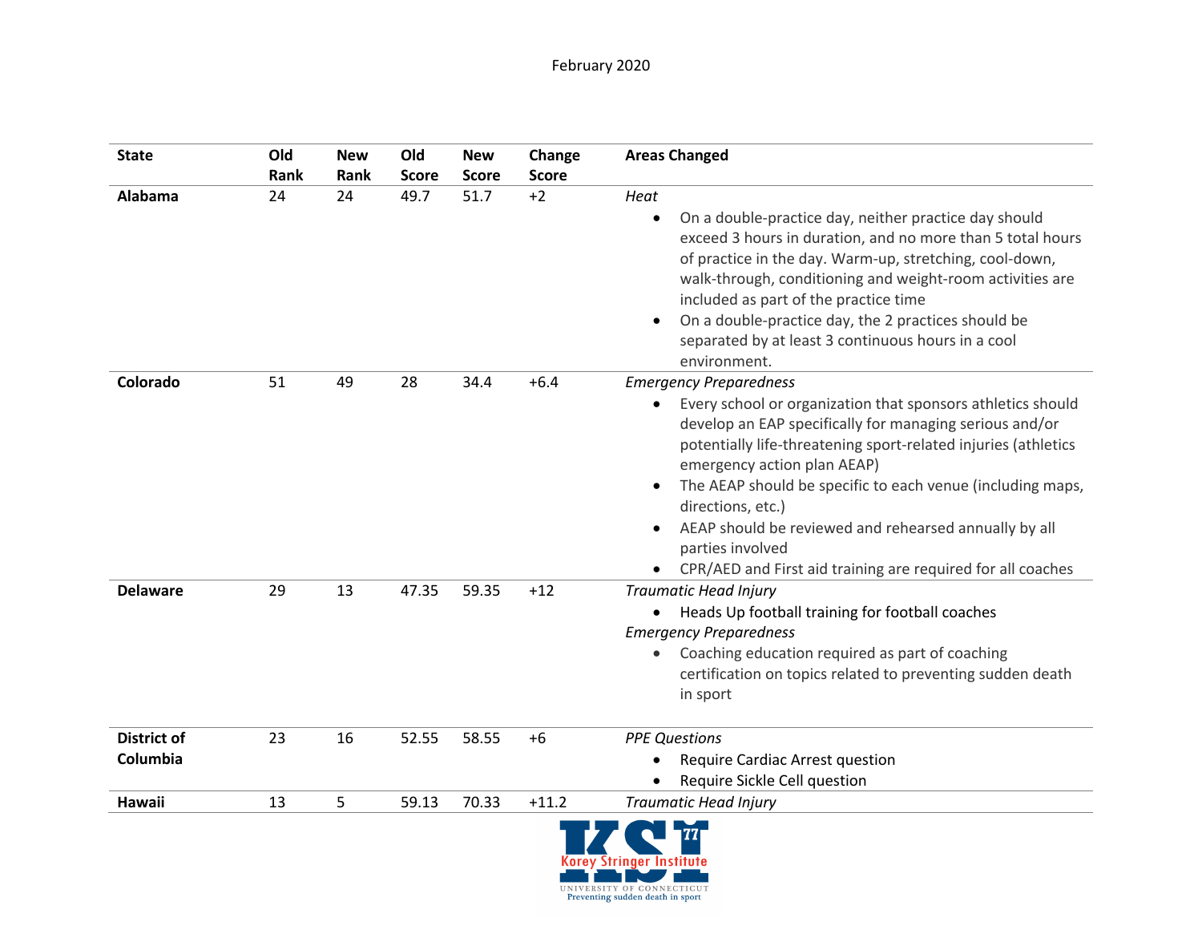| State | Old Rank | New Rank | Old Score | New Score | Change Score | Areas Changed |
|---|---|---|---|---|---|---|
| **Alabama** | 24 | 24 | 49.7 | 51.7 | +2 | *Heat*<br>• On a double-practice day, neither practice day should exceed 3 hours in duration, and no more than 5 total hours of practice in the day. Warm-up, stretching, cool-down, walk-through, conditioning and weight-room activities are included as part of the practice time<br>• On a double-practice day, the 2 practices should be separated by at least 3 continuous hours in a cool environment. |
| **Colorado** | 51 | 49 | 28 | 34.4 | +6.4 | *Emergency Preparedness*<br>• Every school or organization that sponsors athletics should develop an EAP specifically for managing serious and/or potentially life-threatening sport-related injuries (athletics emergency action plan AEAP)<br>• The AEAP should be specific to each venue (including maps, directions, etc.)<br>• AEAP should be reviewed and rehearsed annually by all parties involved<br>• CPR/AED and First aid training are required for all coaches |
| **Delaware** | 29 | 13 | 47.35 | 59.35 | +12 | *Traumatic Head Injury*<br>• Heads Up football training for football coaches<br>*Emergency Preparedness*<br>• Coaching education required as part of coaching certification on topics related to preventing sudden death in sport |
| **District of Columbia** | 23 | 16 | 52.55 | 58.55 | +6 | *PPE Questions*<br>• Require Cardiac Arrest question<br>• Require Sickle Cell question |
| **Hawaii** | 13 | 5 | 59.13 | 70.33 | +11.2 | *Traumatic Head Injury* |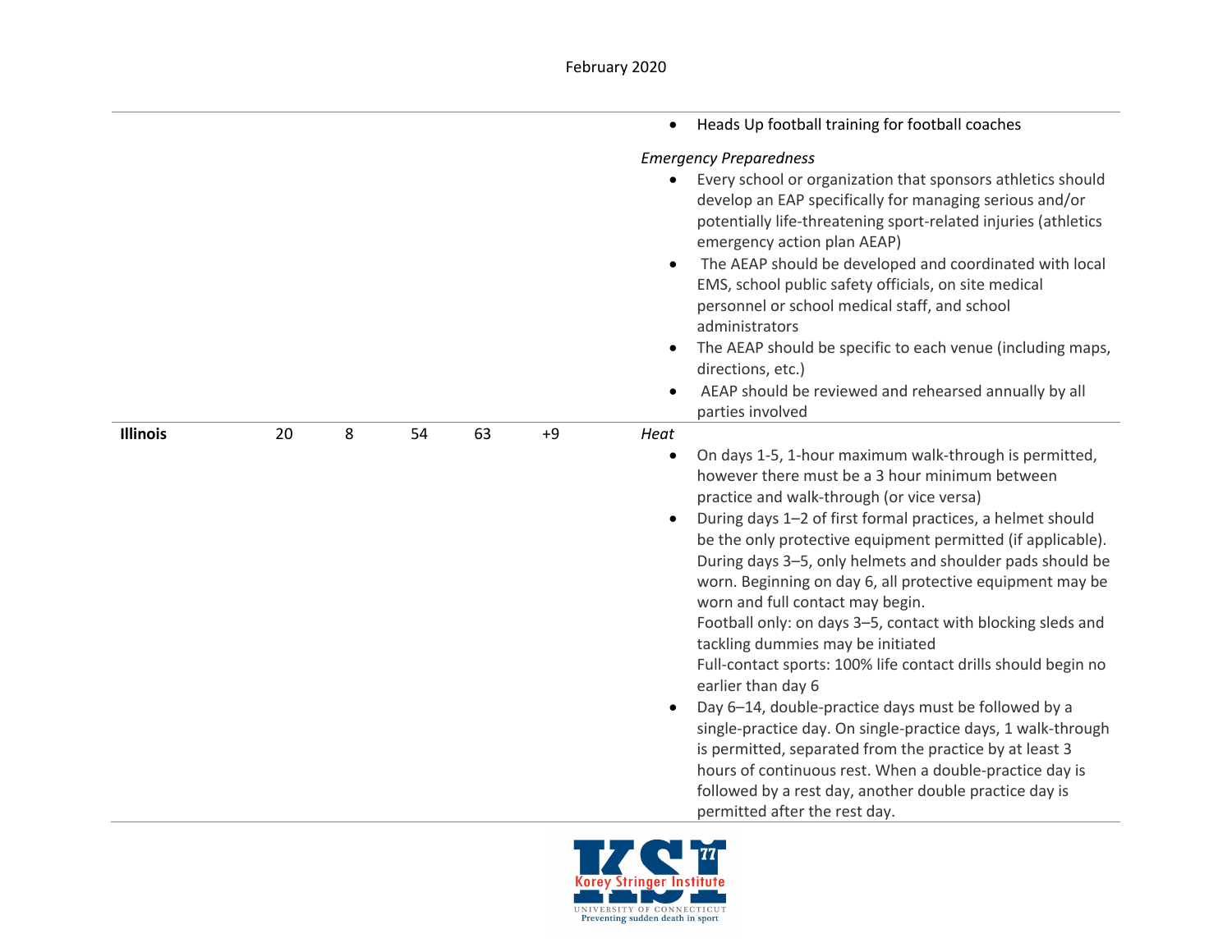| | | | | | | |
|---|---|---|---|---|---|---|
| | | | | | | • Heads Up football training for football coaches<br><br>*Emergency Preparedness*<br>• Every school or organization that sponsors athletics should develop an EAP specifically for managing serious and/or potentially life-threatening sport-related injuries (athletics emergency action plan AEAP)<br>• The AEAP should be developed and coordinated with local EMS, school public safety officials, on site medical personnel or school medical staff, and school administrators<br>• The AEAP should be specific to each venue (including maps, directions, etc.)<br>• AEAP should be reviewed and rehearsed annually by all parties involved |
| **Illinois** | 20 | 8 | 54 | 63 | +9 | *Heat*<br>• On days 1-5, 1-hour maximum walk-through is permitted, however there must be a 3 hour minimum between practice and walk-through (or vice versa)<br>• During days 1–2 of first formal practices, a helmet should be the only protective equipment permitted (if applicable). During days 3–5, only helmets and shoulder pads should be worn. Beginning on day 6, all protective equipment may be worn and full contact may begin.<br>Football only: on days 3–5, contact with blocking sleds and tackling dummies may be initiated<br>Full-contact sports: 100% life contact drills should begin no earlier than day 6<br>• Day 6–14, double-practice days must be followed by a single-practice day. On single-practice days, 1 walk-through is permitted, separated from the practice by at least 3 hours of continuous rest. When a double-practice day is followed by a rest day, another double practice day is permitted after the rest day. |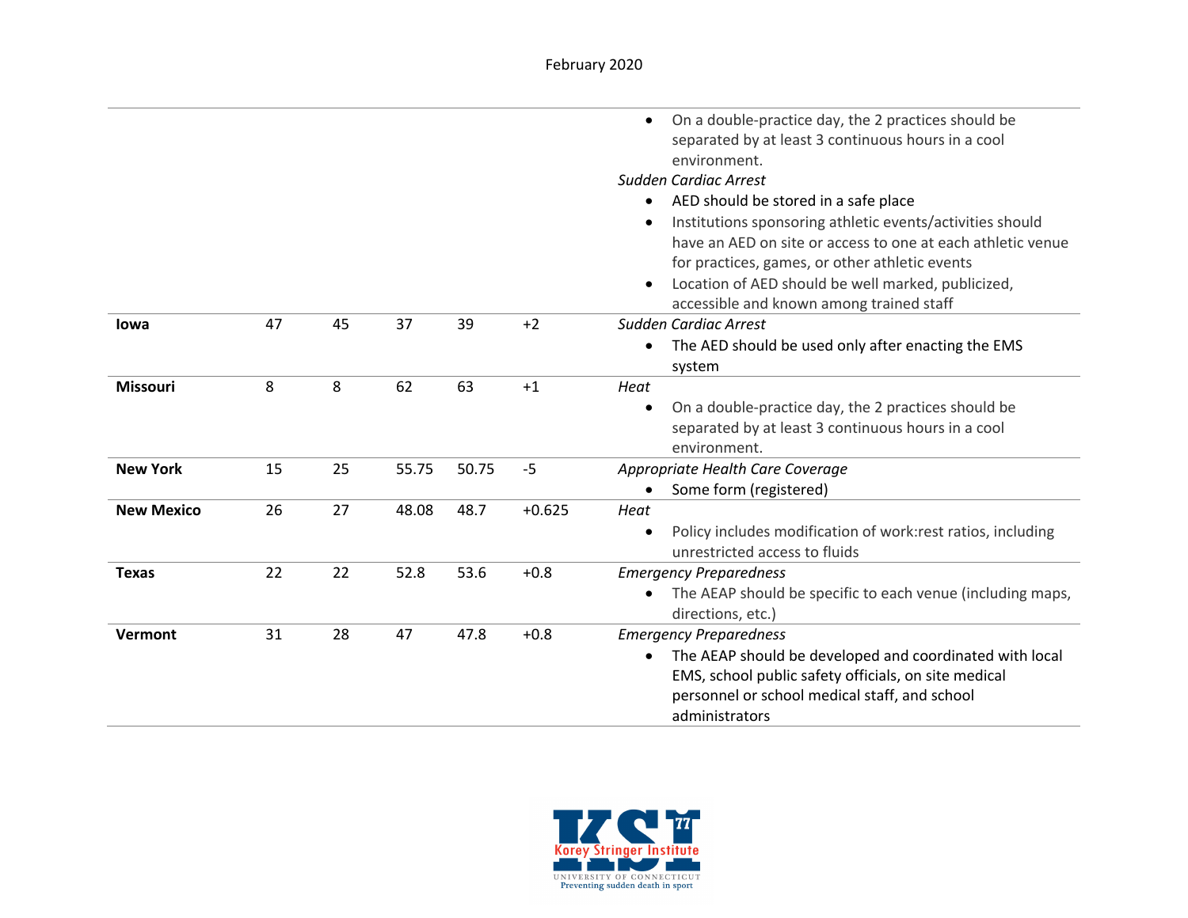| | | | | | | |
|---|---|---|---|---|---|---|
| | | | | | | • On a double-practice day, the 2 practices should be separated by at least 3 continuous hours in a cool environment.<br>*Sudden Cardiac Arrest*<br>• AED should be stored in a safe place<br>• Institutions sponsoring athletic events/activities should have an AED on site or access to one at each athletic venue for practices, games, or other athletic events<br>• Location of AED should be well marked, publicized, accessible and known among trained staff |
| **Iowa** | 47 | 45 | 37 | 39 | +2 | *Sudden Cardiac Arrest*<br>• The AED should be used only after enacting the EMS system |
| **Missouri** | 8 | 8 | 62 | 63 | +1 | *Heat*<br>• On a double-practice day, the 2 practices should be separated by at least 3 continuous hours in a cool environment. |
| **New York** | 15 | 25 | 55.75 | 50.75 | -5 | *Appropriate Health Care Coverage*<br>• Some form (registered) |
| **New Mexico** | 26 | 27 | 48.08 | 48.7 | +0.625 | *Heat*<br>• Policy includes modification of work:rest ratios, including unrestricted access to fluids |
| **Texas** | 22 | 22 | 52.8 | 53.6 | +0.8 | *Emergency Preparedness*<br>• The AEAP should be specific to each venue (including maps, directions, etc.) |
| **Vermont** | 31 | 28 | 47 | 47.8 | +0.8 | *Emergency Preparedness*<br>• The AEAP should be developed and coordinated with local EMS, school public safety officials, on site medical personnel or school medical staff, and school administrators |

KSI 77 Korey Stringer Institute
UNIVERSITY OF CONNECTICUT
Preventing sudden death in sport